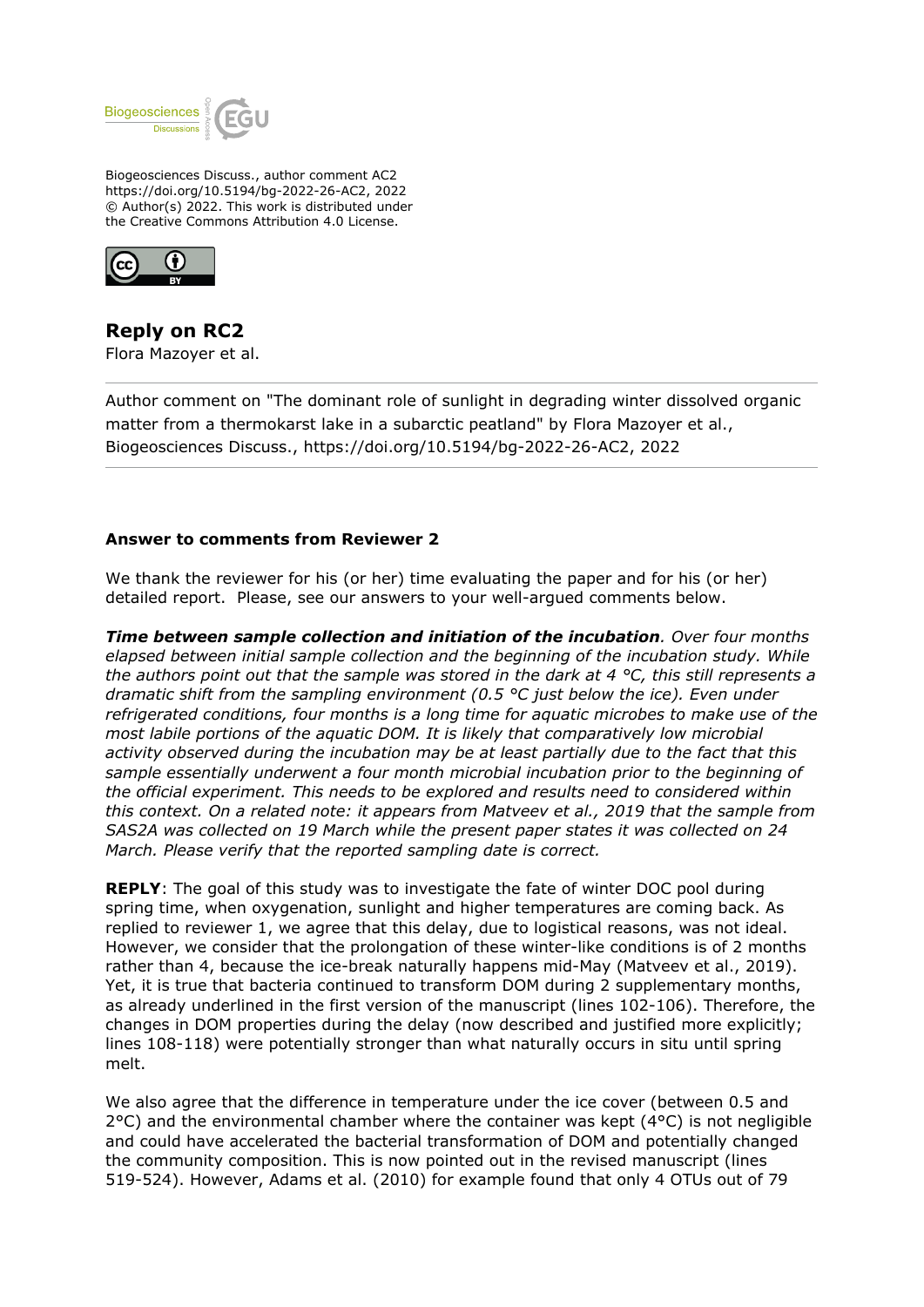Biogeosciences Discuss., author comment AC2
https://doi.org/10.5194/bg-2022-26-AC2, 2022
© Author(s) 2022. This work is distributed under
the Creative Commons Attribution 4.0 License.

# Reply on RC2

Flora Mazoyer et al.

Author comment on "The dominant role of sunlight in degrading winter dissolved organic matter from a thermokarst lake in a subarctic peatland" by Flora Mazoyer et al., Biogeosciences Discuss., https://doi.org/10.5194/bg-2022-26-AC2, 2022

---

**Answer to comments from Reviewer 2**

We thank the reviewer for his (or her) time evaluating the paper and for his (or her) detailed report. Please, see our answers to your well-argued comments below.

***Time between sample collection and initiation of the incubation****. Over four months elapsed between initial sample collection and the beginning of the incubation study. While the authors point out that the sample was stored in the dark at 4 °C, this still represents a dramatic shift from the sampling environment (0.5 °C just below the ice). Even under refrigerated conditions, four months is a long time for aquatic microbes to make use of the most labile portions of the aquatic DOM. It is likely that comparatively low microbial activity observed during the incubation may be at least partially due to the fact that this sample essentially underwent a four month microbial incubation prior to the beginning of the official experiment. This needs to be explored and results need to considered within this context. On a related note: it appears from Matveev et al., 2019 that the sample from SAS2A was collected on 19 March while the present paper states it was collected on 24 March. Please verify that the reported sampling date is correct.*

**REPLY**: The goal of this study was to investigate the fate of winter DOC pool during spring time, when oxygenation, sunlight and higher temperatures are coming back. As replied to reviewer 1, we agree that this delay, due to logistical reasons, was not ideal. However, we consider that the prolongation of these winter-like conditions is of 2 months rather than 4, because the ice-break naturally happens mid-May (Matveev et al., 2019). Yet, it is true that bacteria continued to transform DOM during 2 supplementary months, as already underlined in the first version of the manuscript (lines 102-106). Therefore, the changes in DOM properties during the delay (now described and justified more explicitly; lines 108-118) were potentially stronger than what naturally occurs in situ until spring melt.

We also agree that the difference in temperature under the ice cover (between 0.5 and 2°C) and the environmental chamber where the container was kept (4°C) is not negligible and could have accelerated the bacterial transformation of DOM and potentially changed the community composition. This is now pointed out in the revised manuscript (lines 519-524). However, Adams et al. (2010) for example found that only 4 OTUs out of 79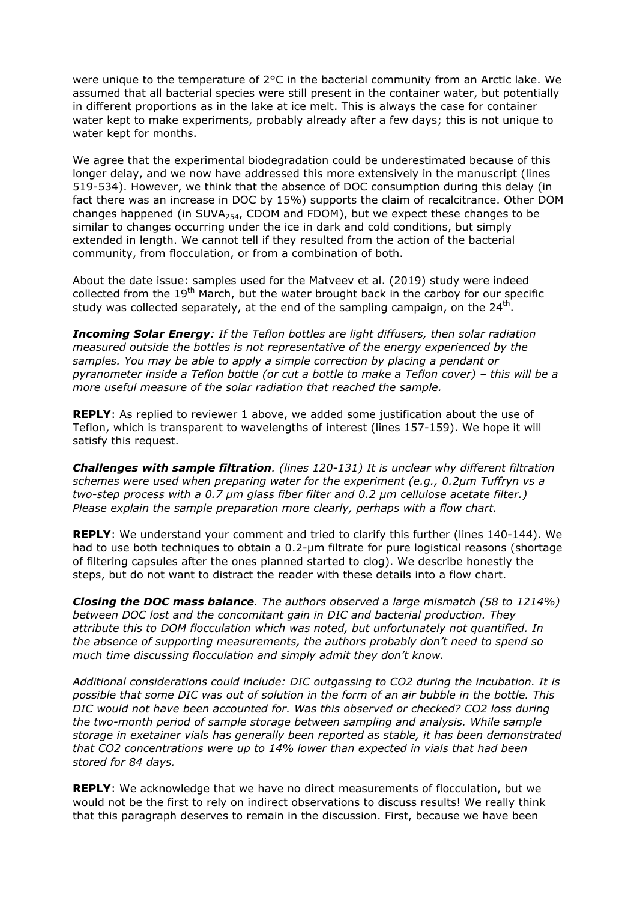were unique to the temperature of 2°C in the bacterial community from an Arctic lake. We assumed that all bacterial species were still present in the container water, but potentially in different proportions as in the lake at ice melt. This is always the case for container water kept to make experiments, probably already after a few days; this is not unique to water kept for months.

We agree that the experimental biodegradation could be underestimated because of this longer delay, and we now have addressed this more extensively in the manuscript (lines 519-534). However, we think that the absence of DOC consumption during this delay (in fact there was an increase in DOC by 15%) supports the claim of recalcitrance. Other DOM changes happened (in $SUVA_{254}$, CDOM and FDOM), but we expect these changes to be similar to changes occurring under the ice in dark and cold conditions, but simply extended in length. We cannot tell if they resulted from the action of the bacterial community, from flocculation, or from a combination of both.

About the date issue: samples used for the Matveev et al. (2019) study were indeed collected from the 19th March, but the water brought back in the carboy for our specific study was collected separately, at the end of the sampling campaign, on the 24th.

***Incoming Solar Energy**: If the Teflon bottles are light diffusers, then solar radiation measured outside the bottles is not representative of the energy experienced by the samples. You may be able to apply a simple correction by placing a pendant or pyranometer inside a Teflon bottle (or cut a bottle to make a Teflon cover) – this will be a more useful measure of the solar radiation that reached the sample.*

**REPLY**: As replied to reviewer 1 above, we added some justification about the use of Teflon, which is transparent to wavelengths of interest (lines 157-159). We hope it will satisfy this request.

***Challenges with sample filtration**. (lines 120-131) It is unclear why different filtration schemes were used when preparing water for the experiment (e.g., 0.2µm Tuffryn vs a two-step process with a 0.7 µm glass fiber filter and 0.2 µm cellulose acetate filter.) Please explain the sample preparation more clearly, perhaps with a flow chart.*

**REPLY**: We understand your comment and tried to clarify this further (lines 140-144). We had to use both techniques to obtain a 0.2-µm filtrate for pure logistical reasons (shortage of filtering capsules after the ones planned started to clog). We describe honestly the steps, but do not want to distract the reader with these details into a flow chart.

***Closing the DOC mass balance**. The authors observed a large mismatch (58 to 1214%) between DOC lost and the concomitant gain in DIC and bacterial production. They attribute this to DOM flocculation which was noted, but unfortunately not quantified. In the absence of supporting measurements, the authors probably don't need to spend so much time discussing flocculation and simply admit they don't know.*

*Additional considerations could include: DIC outgassing to CO2 during the incubation. It is possible that some DIC was out of solution in the form of an air bubble in the bottle. This DIC would not have been accounted for. Was this observed or checked? CO2 loss during the two-month period of sample storage between sampling and analysis. While sample storage in exetainer vials has generally been reported as stable, it has been demonstrated that CO2 concentrations were up to 14% lower than expected in vials that had been stored for 84 days.*

**REPLY**: We acknowledge that we have no direct measurements of flocculation, but we would not be the first to rely on indirect observations to discuss results! We really think that this paragraph deserves to remain in the discussion. First, because we have been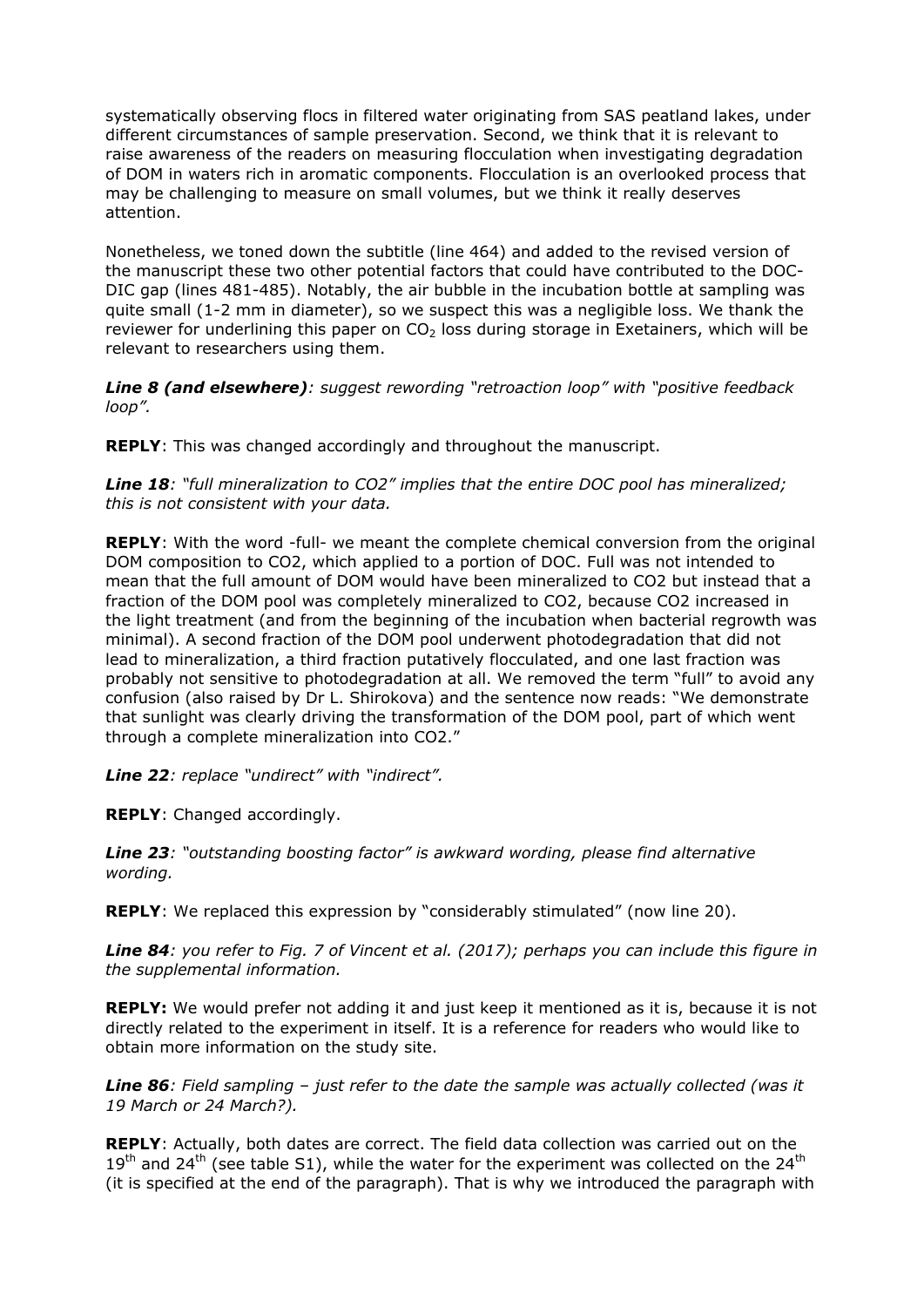systematically observing flocs in filtered water originating from SAS peatland lakes, under different circumstances of sample preservation. Second, we think that it is relevant to raise awareness of the readers on measuring flocculation when investigating degradation of DOM in waters rich in aromatic components. Flocculation is an overlooked process that may be challenging to measure on small volumes, but we think it really deserves attention.

Nonetheless, we toned down the subtitle (line 464) and added to the revised version of the manuscript these two other potential factors that could have contributed to the DOC-DIC gap (lines 481-485). Notably, the air bubble in the incubation bottle at sampling was quite small (1-2 mm in diameter), so we suspect this was a negligible loss. We thank the reviewer for underlining this paper on $CO_2$ loss during storage in Exetainers, which will be relevant to researchers using them.

***Line 8 (and elsewhere)**: suggest rewording "retroaction loop" with "positive feedback loop".*

**REPLY**: This was changed accordingly and throughout the manuscript.

***Line 18**: "full mineralization to CO2" implies that the entire DOC pool has mineralized; this is not consistent with your data.*

**REPLY**: With the word -full- we meant the complete chemical conversion from the original DOM composition to CO2, which applied to a portion of DOC. Full was not intended to mean that the full amount of DOM would have been mineralized to CO2 but instead that a fraction of the DOM pool was completely mineralized to CO2, because CO2 increased in the light treatment (and from the beginning of the incubation when bacterial regrowth was minimal). A second fraction of the DOM pool underwent photodegradation that did not lead to mineralization, a third fraction putatively flocculated, and one last fraction was probably not sensitive to photodegradation at all. We removed the term "full" to avoid any confusion (also raised by Dr L. Shirokova) and the sentence now reads: "We demonstrate that sunlight was clearly driving the transformation of the DOM pool, part of which went through a complete mineralization into CO2."

***Line 22**: replace "undirect" with "indirect".*

**REPLY**: Changed accordingly.

***Line 23**: "outstanding boosting factor" is awkward wording, please find alternative wording.*

**REPLY**: We replaced this expression by "considerably stimulated" (now line 20).

***Line 84**: you refer to Fig. 7 of Vincent et al. (2017); perhaps you can include this figure in the supplemental information.*

**REPLY:** We would prefer not adding it and just keep it mentioned as it is, because it is not directly related to the experiment in itself. It is a reference for readers who would like to obtain more information on the study site.

***Line 86**: Field sampling – just refer to the date the sample was actually collected (was it 19 March or 24 March?).*

**REPLY**: Actually, both dates are correct. The field data collection was carried out on the 19th and 24th (see table S1), while the water for the experiment was collected on the 24th (it is specified at the end of the paragraph). That is why we introduced the paragraph with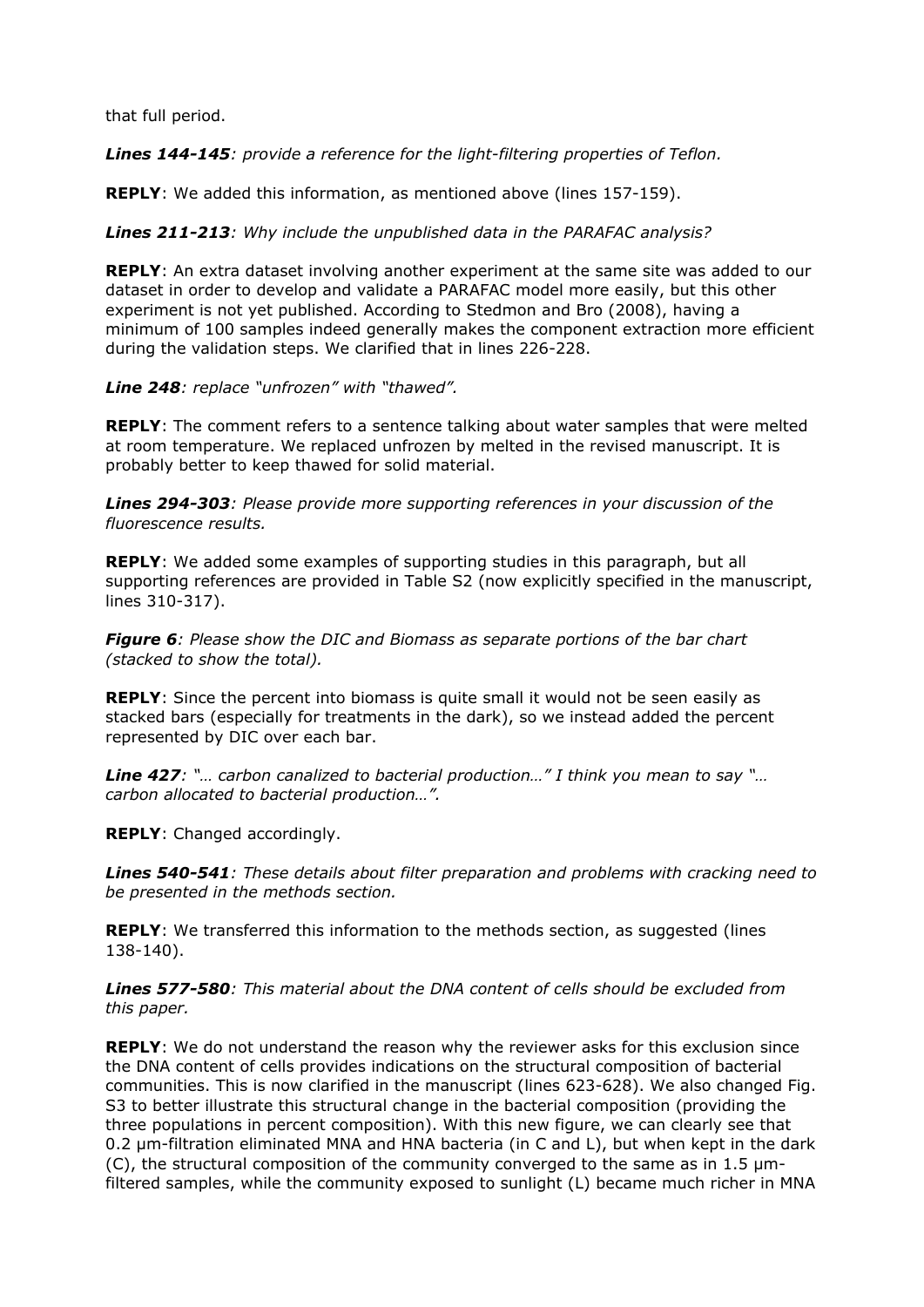that full period.

***Lines 144-145**: provide a reference for the light-filtering properties of Teflon.*

**REPLY**: We added this information, as mentioned above (lines 157-159).

***Lines 211-213**: Why include the unpublished data in the PARAFAC analysis?*

**REPLY**: An extra dataset involving another experiment at the same site was added to our dataset in order to develop and validate a PARAFAC model more easily, but this other experiment is not yet published. According to Stedmon and Bro (2008), having a minimum of 100 samples indeed generally makes the component extraction more efficient during the validation steps. We clarified that in lines 226-228.

***Line 248**: replace "unfrozen" with "thawed".*

**REPLY**: The comment refers to a sentence talking about water samples that were melted at room temperature. We replaced unfrozen by melted in the revised manuscript. It is probably better to keep thawed for solid material.

***Lines 294-303**: Please provide more supporting references in your discussion of the fluorescence results.*

**REPLY**: We added some examples of supporting studies in this paragraph, but all supporting references are provided in Table S2 (now explicitly specified in the manuscript, lines 310-317).

***Figure 6**: Please show the DIC and Biomass as separate portions of the bar chart (stacked to show the total).*

**REPLY**: Since the percent into biomass is quite small it would not be seen easily as stacked bars (especially for treatments in the dark), so we instead added the percent represented by DIC over each bar.

***Line 427**: "… carbon canalized to bacterial production…" I think you mean to say "… carbon allocated to bacterial production…".*

**REPLY**: Changed accordingly.

***Lines 540-541**: These details about filter preparation and problems with cracking need to be presented in the methods section.*

**REPLY**: We transferred this information to the methods section, as suggested (lines 138-140).

***Lines 577-580**: This material about the DNA content of cells should be excluded from this paper.*

**REPLY**: We do not understand the reason why the reviewer asks for this exclusion since the DNA content of cells provides indications on the structural composition of bacterial communities. This is now clarified in the manuscript (lines 623-628). We also changed Fig. S3 to better illustrate this structural change in the bacterial composition (providing the three populations in percent composition). With this new figure, we can clearly see that 0.2 µm-filtration eliminated MNA and HNA bacteria (in C and L), but when kept in the dark (C), the structural composition of the community converged to the same as in 1.5 µm-filtered samples, while the community exposed to sunlight (L) became much richer in MNA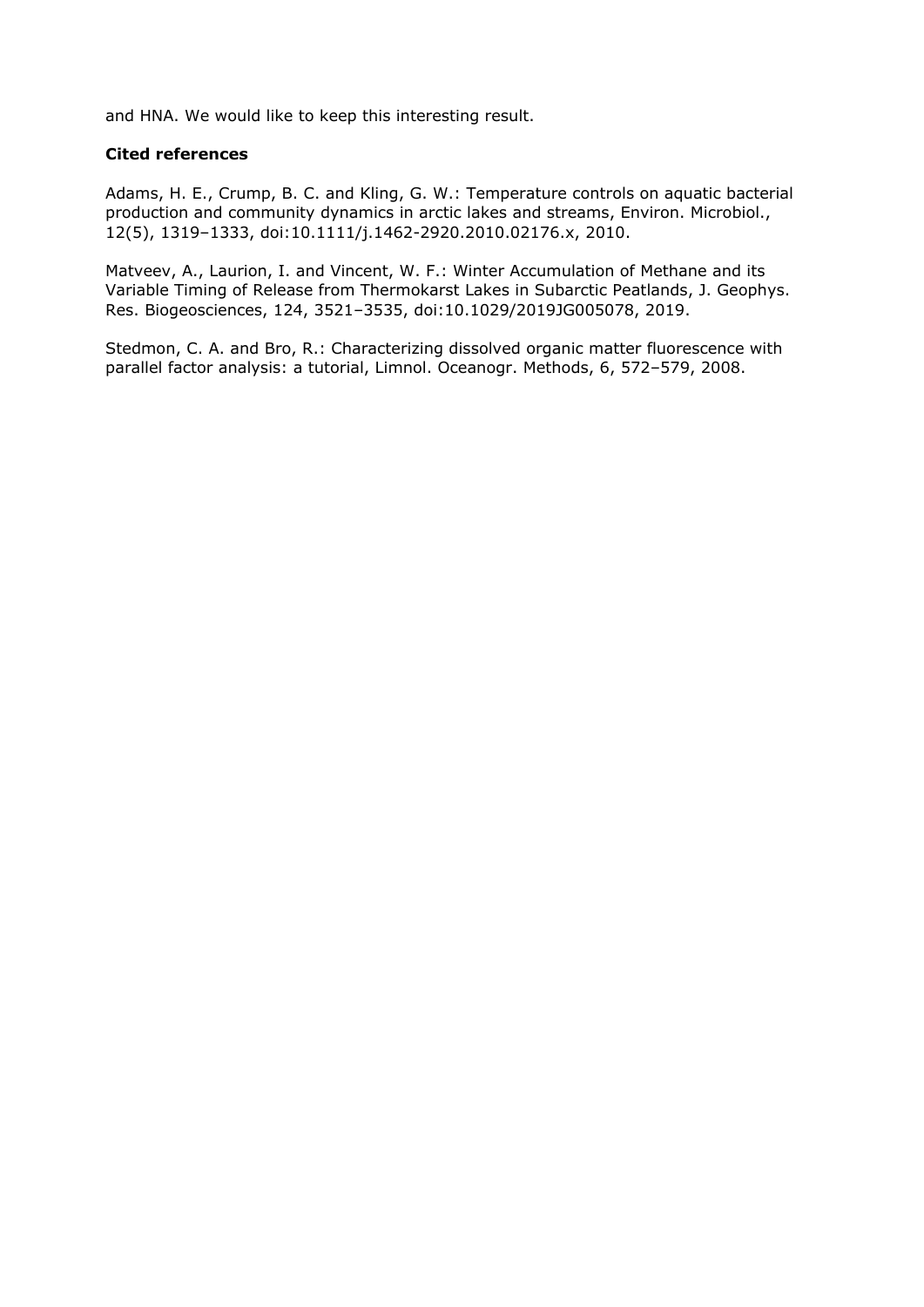and HNA. We would like to keep this interesting result.

**Cited references**

Adams, H. E., Crump, B. C. and Kling, G. W.: Temperature controls on aquatic bacterial production and community dynamics in arctic lakes and streams, Environ. Microbiol., 12(5), 1319–1333, doi:10.1111/j.1462-2920.2010.02176.x, 2010.

Matveev, A., Laurion, I. and Vincent, W. F.: Winter Accumulation of Methane and its Variable Timing of Release from Thermokarst Lakes in Subarctic Peatlands, J. Geophys. Res. Biogeosciences, 124, 3521–3535, doi:10.1029/2019JG005078, 2019.

Stedmon, C. A. and Bro, R.: Characterizing dissolved organic matter fluorescence with parallel factor analysis: a tutorial, Limnol. Oceanogr. Methods, 6, 572–579, 2008.